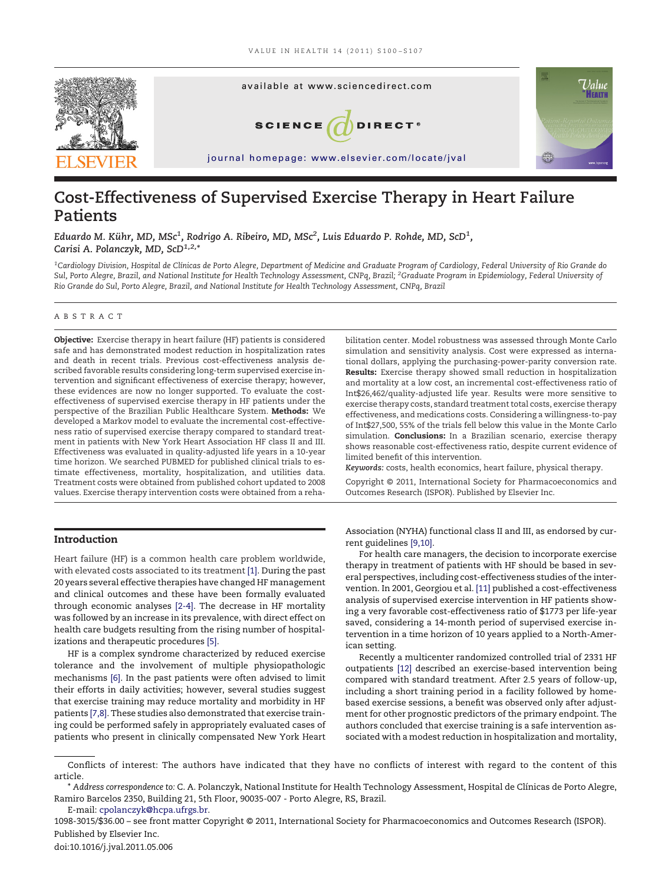# Cost-Effectiveness of Supervised Exercise Therapy in Heart Failure Patients

*Eduardo M. Kühr, MD, MSc[1], Rodrigo A. Ribeiro, MD, MSc[2], Luis Eduardo P. Rohde, MD, ScD[1], Carisi A. Polanczyk, MD, ScD[1,2,*]*

[1]Cardiology Division, Hospital de Clínicas de Porto Alegre, Department of Medicine and Graduate Program of Cardiology, Federal University of Rio Grande do Sul, Porto Alegre, Brazil, and National Institute for Health Technology Assessment, CNPq, Brazil; [2]Graduate Program in Epidemiology, Federal University of Rio Grande do Sul, Porto Alegre, Brazil, and National Institute for Health Technology Assessment, CNPq, Brazil

## ABSTRACT

**Objective:** Exercise therapy in heart failure (HF) patients is considered safe and has demonstrated modest reduction in hospitalization rates and death in recent trials. Previous cost-effectiveness analysis described favorable results considering long-term supervised exercise intervention and significant effectiveness of exercise therapy; however, these evidences are now no longer supported. To evaluate the cost-effectiveness of supervised exercise therapy in HF patients under the perspective of the Brazilian Public Healthcare System. **Methods:** We developed a Markov model to evaluate the incremental cost-effectiveness ratio of supervised exercise therapy compared to standard treatment in patients with New York Heart Association HF class II and III. Effectiveness was evaluated in quality-adjusted life years in a 10-year time horizon. We searched PUBMED for published clinical trials to estimate effectiveness, mortality, hospitalization, and utilities data. Treatment costs were obtained from published cohort updated to 2008 values. Exercise therapy intervention costs were obtained from a rehabilitation center. Model robustness was assessed through Monte Carlo simulation and sensitivity analysis. Cost were expressed as international dollars, applying the purchasing-power-parity conversion rate. **Results:** Exercise therapy showed small reduction in hospitalization and mortality at a low cost, an incremental cost-effectiveness ratio of Int$26,462/quality-adjusted life year. Results were more sensitive to exercise therapy costs, standard treatment total costs, exercise therapy effectiveness, and medications costs. Considering a willingness-to-pay of Int$27,500, 55% of the trials fell below this value in the Monte Carlo simulation. **Conclusions:** In a Brazilian scenario, exercise therapy shows reasonable cost-effectiveness ratio, despite current evidence of limited benefit of this intervention.

*Keywords:* costs, health economics, heart failure, physical therapy.

Copyright © 2011, International Society for Pharmacoeconomics and Outcomes Research (ISPOR). Published by Elsevier Inc.

## Introduction

Heart failure (HF) is a common health care problem worldwide, with elevated costs associated to its treatment [1]. During the past 20 years several effective therapies have changed HF management and clinical outcomes and these have been formally evaluated through economic analyses [2-4]. The decrease in HF mortality was followed by an increase in its prevalence, with direct effect on health care budgets resulting from the rising number of hospitalizations and therapeutic procedures [5].

HF is a complex syndrome characterized by reduced exercise tolerance and the involvement of multiple physiopathologic mechanisms [6]. In the past patients were often advised to limit their efforts in daily activities; however, several studies suggest that exercise training may reduce mortality and morbidity in HF patients [7,8]. These studies also demonstrated that exercise training could be performed safely in appropriately evaluated cases of patients who present in clinically compensated New York Heart Association (NYHA) functional class II and III, as endorsed by current guidelines [9,10].

For health care managers, the decision to incorporate exercise therapy in treatment of patients with HF should be based in several perspectives, including cost-effectiveness studies of the intervention. In 2001, Georgiou et al. [11] published a cost-effectiveness analysis of supervised exercise intervention in HF patients showing a very favorable cost-effectiveness ratio of $1773 per life-year saved, considering a 14-month period of supervised exercise intervention in a time horizon of 10 years applied to a North-American setting.

Recently a multicenter randomized controlled trial of 2331 HF outpatients [12] described an exercise-based intervention being compared with standard treatment. After 2.5 years of follow-up, including a short training period in a facility followed by home-based exercise sessions, a benefit was observed only after adjustment for other prognostic predictors of the primary endpoint. The authors concluded that exercise training is a safe intervention associated with a modest reduction in hospitalization and mortality,

Conflicts of interest: The authors have indicated that they have no conflicts of interest with regard to the content of this article.

\* *Address correspondence to:* C. A. Polanczyk, National Institute for Health Technology Assessment, Hospital de Clínicas de Porto Alegre, Ramiro Barcelos 2350, Building 21, 5th Floor, 90035-007 - Porto Alegre, RS, Brazil.

E-mail: cpolanczyk@hcpa.ufrgs.br.

1098-3015/$36.00 – see front matter Copyright © 2011, International Society for Pharmacoeconomics and Outcomes Research (ISPOR). Published by Elsevier Inc.

doi:10.1016/j.jval.2011.05.006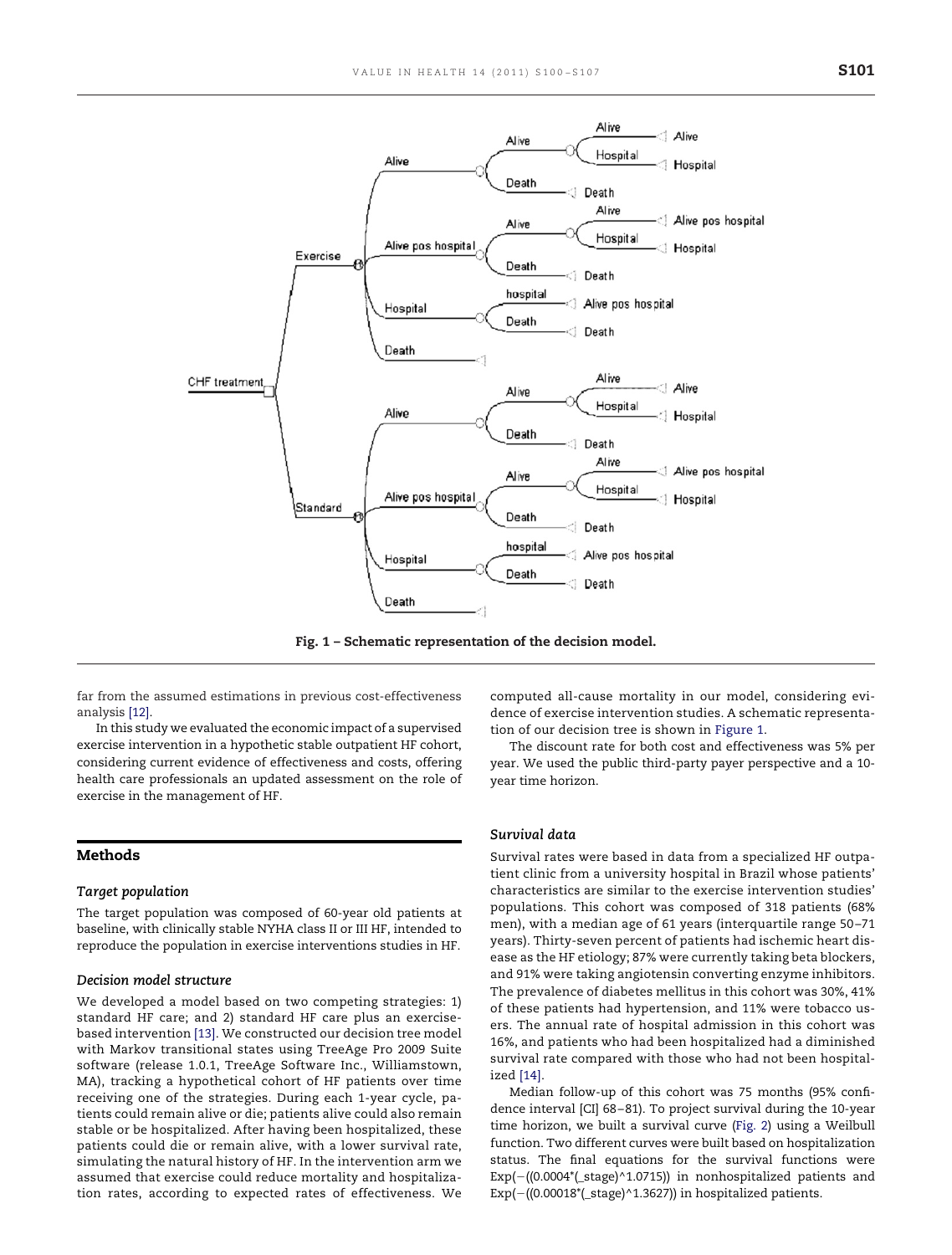Fig. 1 – Schematic representation of the decision model.

far from the assumed estimations in previous cost-effectiveness analysis [12].

In this study we evaluated the economic impact of a supervised exercise intervention in a hypothetic stable outpatient HF cohort, considering current evidence of effectiveness and costs, offering health care professionals an updated assessment on the role of exercise in the management of HF.

## Methods

### Target population

The target population was composed of 60-year old patients at baseline, with clinically stable NYHA class II or III HF, intended to reproduce the population in exercise interventions studies in HF.

### Decision model structure

We developed a model based on two competing strategies: 1) standard HF care; and 2) standard HF care plus an exercise-based intervention [13]. We constructed our decision tree model with Markov transitional states using TreeAge Pro 2009 Suite software (release 1.0.1, TreeAge Software Inc., Williamstown, MA), tracking a hypothetical cohort of HF patients over time receiving one of the strategies. During each 1-year cycle, patients could remain alive or die; patients alive could also remain stable or be hospitalized. After having been hospitalized, these patients could die or remain alive, with a lower survival rate, simulating the natural history of HF. In the intervention arm we assumed that exercise could reduce mortality and hospitalization rates, according to expected rates of effectiveness. We computed all-cause mortality in our model, considering evidence of exercise intervention studies. A schematic representation of our decision tree is shown in Figure 1.

The discount rate for both cost and effectiveness was 5% per year. We used the public third-party payer perspective and a 10-year time horizon.

### Survival data

Survival rates were based in data from a specialized HF outpatient clinic from a university hospital in Brazil whose patients' characteristics are similar to the exercise intervention studies' populations. This cohort was composed of 318 patients (68% men), with a median age of 61 years (interquartile range 50–71 years). Thirty-seven percent of patients had ischemic heart disease as the HF etiology; 87% were currently taking beta blockers, and 91% were taking angiotensin converting enzyme inhibitors. The prevalence of diabetes mellitus in this cohort was 30%, 41% of these patients had hypertension, and 11% were tobacco users. The annual rate of hospital admission in this cohort was 16%, and patients who had been hospitalized had a diminished survival rate compared with those who had not been hospitalized [14].

Median follow-up of this cohort was 75 months (95% confidence interval [CI] 68–81). To project survival during the 10-year time horizon, we built a survival curve (Fig. 2) using a Weillbull function. Two different curves were built based on hospitalization status. The final equations for the survival functions were Exp(−((0.0004*(_stage)^1.0715)) in nonhospitalized patients and Exp(−((0.00018*(_stage)^1.3627)) in hospitalized patients.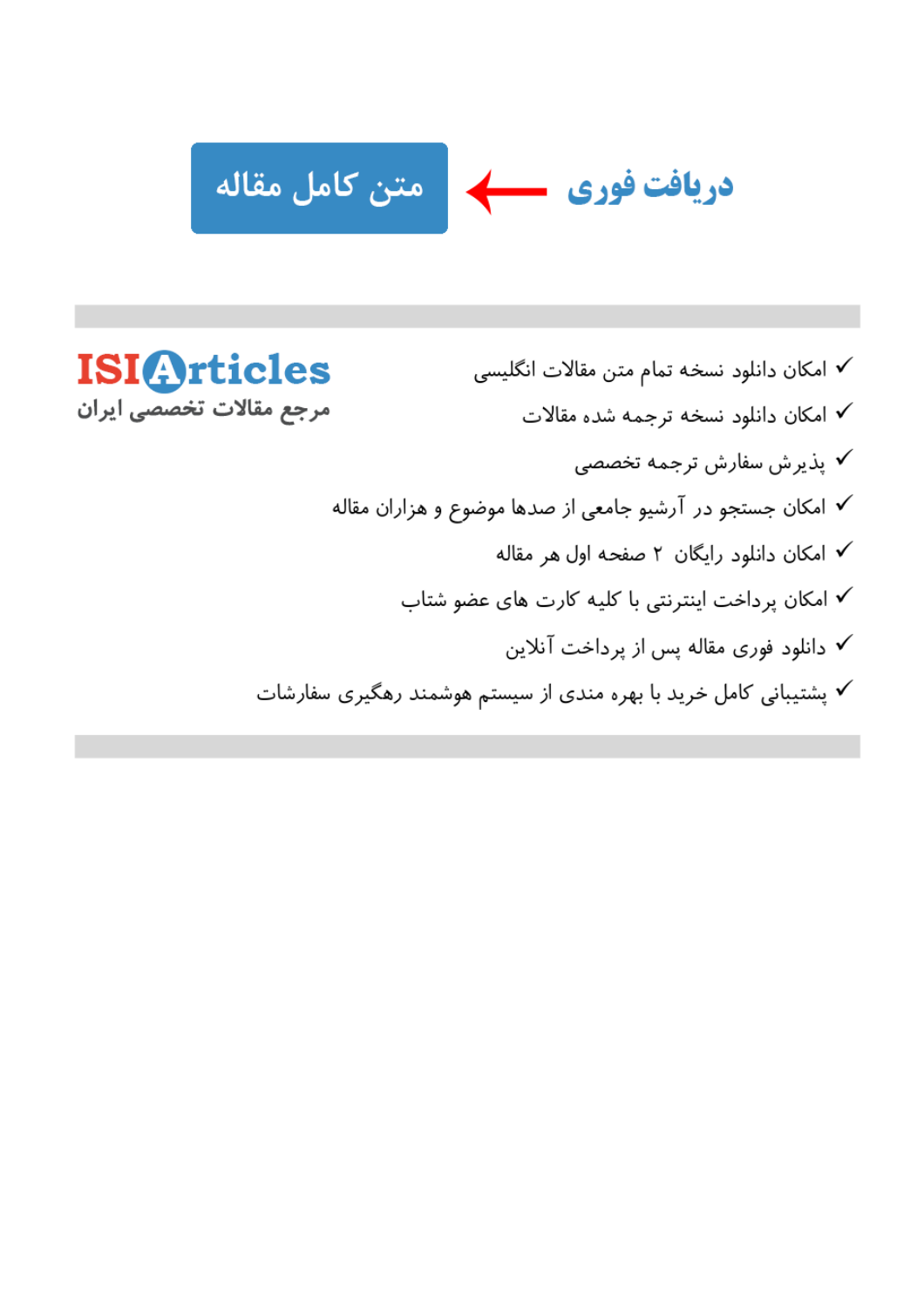دریافت فوری ← متن کامل مقاله

**ISIArticles**
مرجع مقالات تخصصی ایران

- ✓ امکان دانلود نسخه تمام متن مقالات انگلیسی
- ✓ امکان دانلود نسخه ترجمه شده مقالات
- ✓ پذیرش سفارش ترجمه تخصصی
- ✓ امکان جستجو در آرشیو جامعی از صدها موضوع و هزاران مقاله
- ✓ امکان دانلود رایگان ۲ صفحه اول هر مقاله
- ✓ امکان پرداخت اینترنتی با کلیه کارت های عضو شتاب
- ✓ دانلود فوری مقاله پس از پرداخت آنلاین
- ✓ پشتیبانی کامل خرید با بهره مندی از سیستم هوشمند رهگیری سفارشات